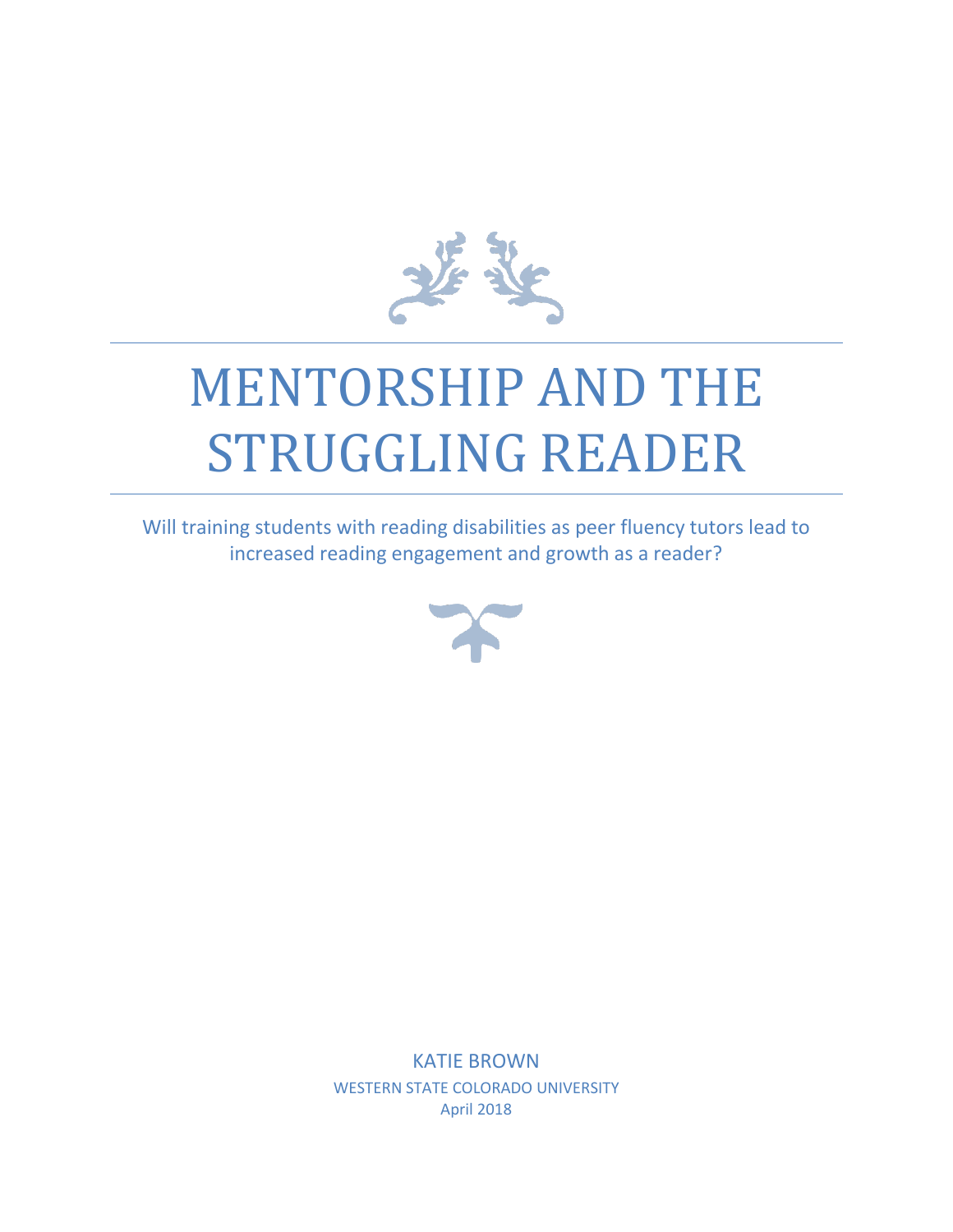# MENTORSHIP AND THE STRUGGLING READER

Will training students with reading disabilities as peer fluency tutors lead to increased reading engagement and growth as a reader?

KATIE BROWN

WESTERN STATE COLORADO UNIVERSITY

April 2018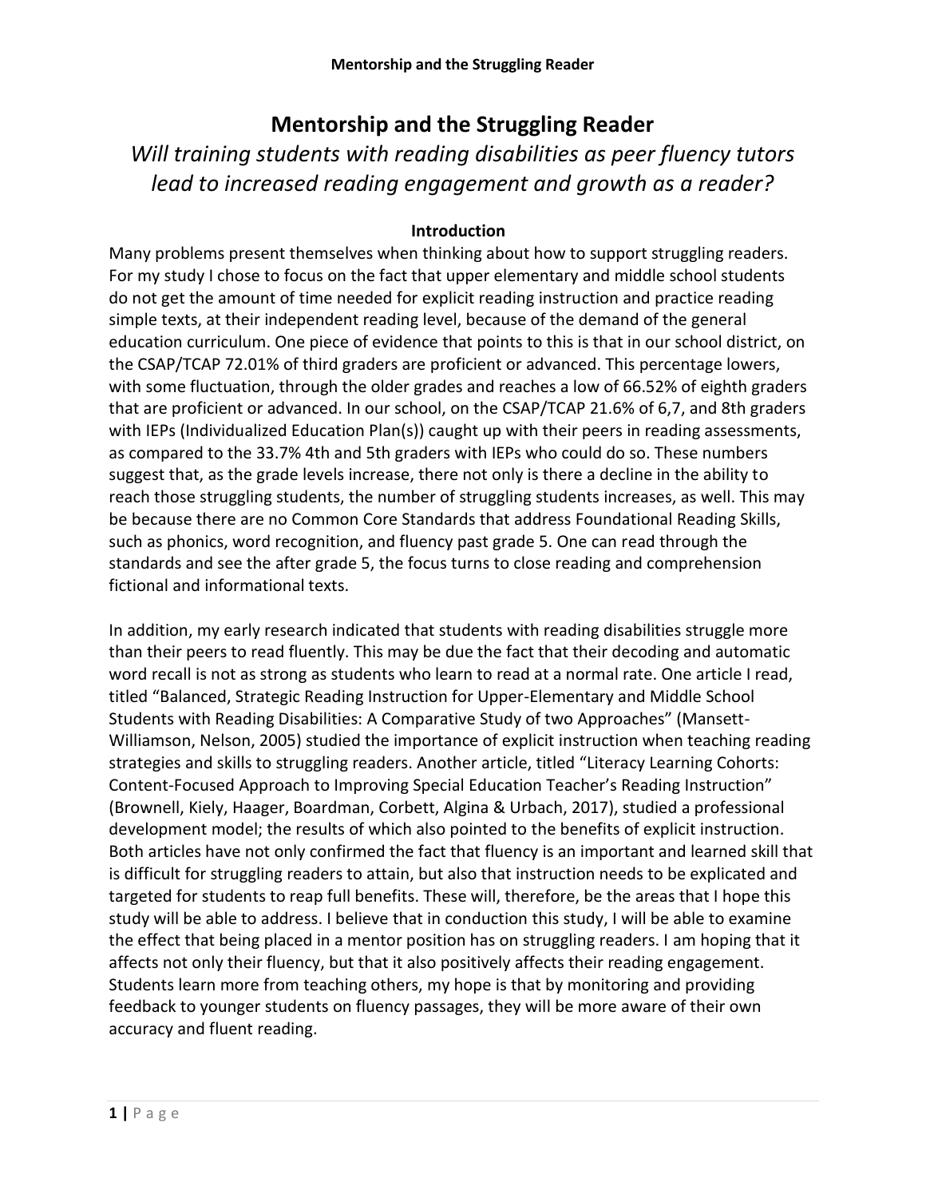# Mentorship and the Struggling Reader

## *Will training students with reading disabilities as peer fluency tutors lead to increased reading engagement and growth as a reader?*

### Introduction

Many problems present themselves when thinking about how to support struggling readers. For my study I chose to focus on the fact that upper elementary and middle school students do not get the amount of time needed for explicit reading instruction and practice reading simple texts, at their independent reading level, because of the demand of the general education curriculum. One piece of evidence that points to this is that in our school district, on the CSAP/TCAP 72.01% of third graders are proficient or advanced. This percentage lowers, with some fluctuation, through the older grades and reaches a low of 66.52% of eighth graders that are proficient or advanced. In our school, on the CSAP/TCAP 21.6% of 6,7, and 8th graders with IEPs (Individualized Education Plan(s)) caught up with their peers in reading assessments, as compared to the 33.7% 4th and 5th graders with IEPs who could do so. These numbers suggest that, as the grade levels increase, there not only is there a decline in the ability to reach those struggling students, the number of struggling students increases, as well. This may be because there are no Common Core Standards that address Foundational Reading Skills, such as phonics, word recognition, and fluency past grade 5. One can read through the standards and see the after grade 5, the focus turns to close reading and comprehension fictional and informational texts.

In addition, my early research indicated that students with reading disabilities struggle more than their peers to read fluently. This may be due the fact that their decoding and automatic word recall is not as strong as students who learn to read at a normal rate. One article I read, titled "Balanced, Strategic Reading Instruction for Upper-Elementary and Middle School Students with Reading Disabilities: A Comparative Study of two Approaches" (Mansett-Williamson, Nelson, 2005) studied the importance of explicit instruction when teaching reading strategies and skills to struggling readers. Another article, titled "Literacy Learning Cohorts: Content-Focused Approach to Improving Special Education Teacher's Reading Instruction" (Brownell, Kiely, Haager, Boardman, Corbett, Algina & Urbach, 2017), studied a professional development model; the results of which also pointed to the benefits of explicit instruction. Both articles have not only confirmed the fact that fluency is an important and learned skill that is difficult for struggling readers to attain, but also that instruction needs to be explicated and targeted for students to reap full benefits. These will, therefore, be the areas that I hope this study will be able to address. I believe that in conduction this study, I will be able to examine the effect that being placed in a mentor position has on struggling readers. I am hoping that it affects not only their fluency, but that it also positively affects their reading engagement. Students learn more from teaching others, my hope is that by monitoring and providing feedback to younger students on fluency passages, they will be more aware of their own accuracy and fluent reading.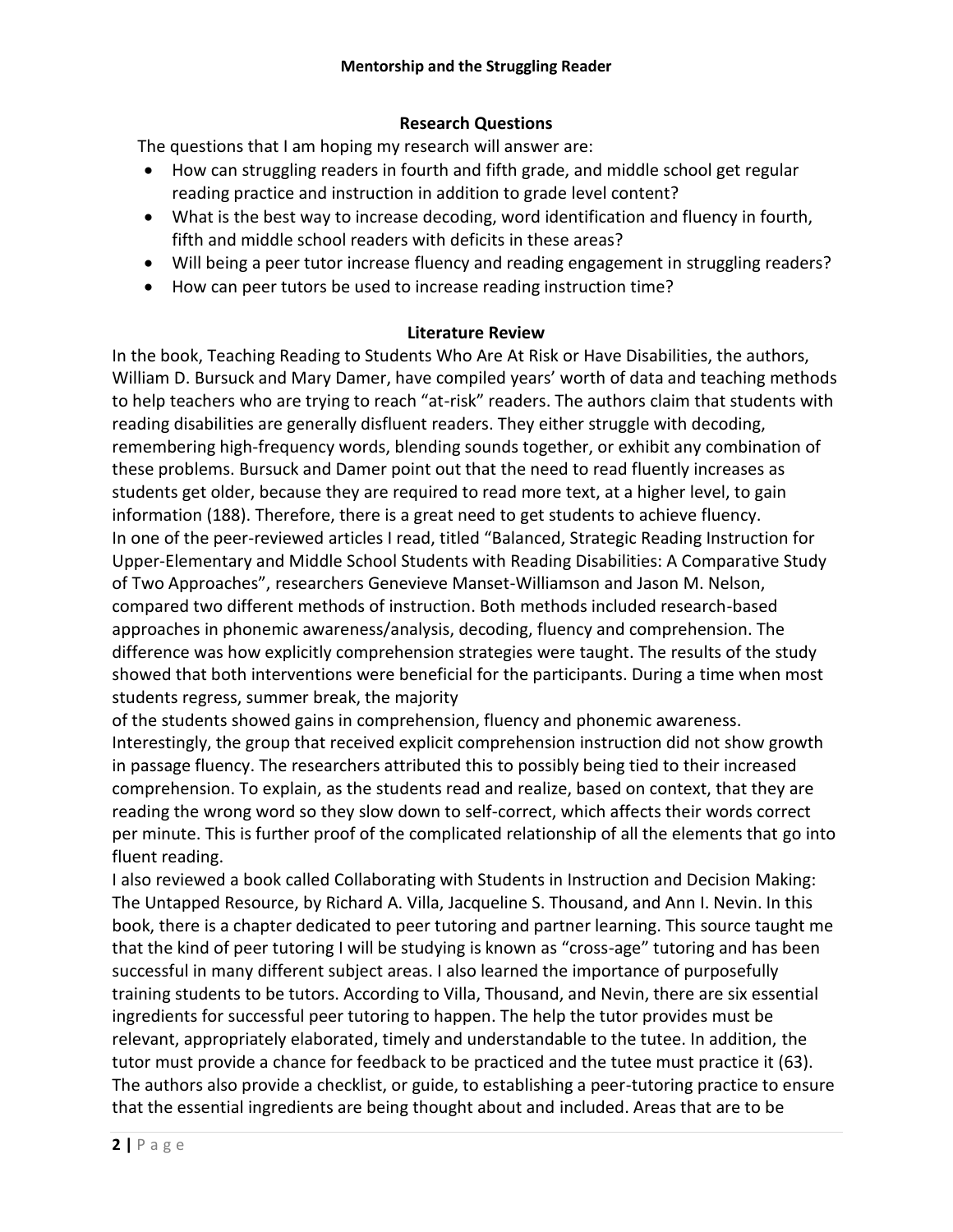## Research Questions

The questions that I am hoping my research will answer are:

- How can struggling readers in fourth and fifth grade, and middle school get regular reading practice and instruction in addition to grade level content?
- What is the best way to increase decoding, word identification and fluency in fourth, fifth and middle school readers with deficits in these areas?
- Will being a peer tutor increase fluency and reading engagement in struggling readers?
- How can peer tutors be used to increase reading instruction time?

## Literature Review

In the book, Teaching Reading to Students Who Are At Risk or Have Disabilities, the authors, William D. Bursuck and Mary Damer, have compiled years' worth of data and teaching methods to help teachers who are trying to reach "at-risk" readers. The authors claim that students with reading disabilities are generally disfluent readers. They either struggle with decoding, remembering high-frequency words, blending sounds together, or exhibit any combination of these problems. Bursuck and Damer point out that the need to read fluently increases as students get older, because they are required to read more text, at a higher level, to gain information (188). Therefore, there is a great need to get students to achieve fluency.

In one of the peer-reviewed articles I read, titled "Balanced, Strategic Reading Instruction for Upper-Elementary and Middle School Students with Reading Disabilities: A Comparative Study of Two Approaches", researchers Genevieve Manset-Williamson and Jason M. Nelson, compared two different methods of instruction. Both methods included research-based approaches in phonemic awareness/analysis, decoding, fluency and comprehension. The difference was how explicitly comprehension strategies were taught. The results of the study showed that both interventions were beneficial for the participants. During a time when most students regress, summer break, the majority of the students showed gains in comprehension, fluency and phonemic awareness. Interestingly, the group that received explicit comprehension instruction did not show growth in passage fluency. The researchers attributed this to possibly being tied to their increased comprehension. To explain, as the students read and realize, based on context, that they are reading the wrong word so they slow down to self-correct, which affects their words correct per minute. This is further proof of the complicated relationship of all the elements that go into fluent reading.

I also reviewed a book called Collaborating with Students in Instruction and Decision Making: The Untapped Resource, by Richard A. Villa, Jacqueline S. Thousand, and Ann I. Nevin. In this book, there is a chapter dedicated to peer tutoring and partner learning. This source taught me that the kind of peer tutoring I will be studying is known as "cross-age" tutoring and has been successful in many different subject areas. I also learned the importance of purposefully training students to be tutors. According to Villa, Thousand, and Nevin, there are six essential ingredients for successful peer tutoring to happen. The help the tutor provides must be relevant, appropriately elaborated, timely and understandable to the tutee. In addition, the tutor must provide a chance for feedback to be practiced and the tutee must practice it (63). The authors also provide a checklist, or guide, to establishing a peer-tutoring practice to ensure that the essential ingredients are being thought about and included. Areas that are to be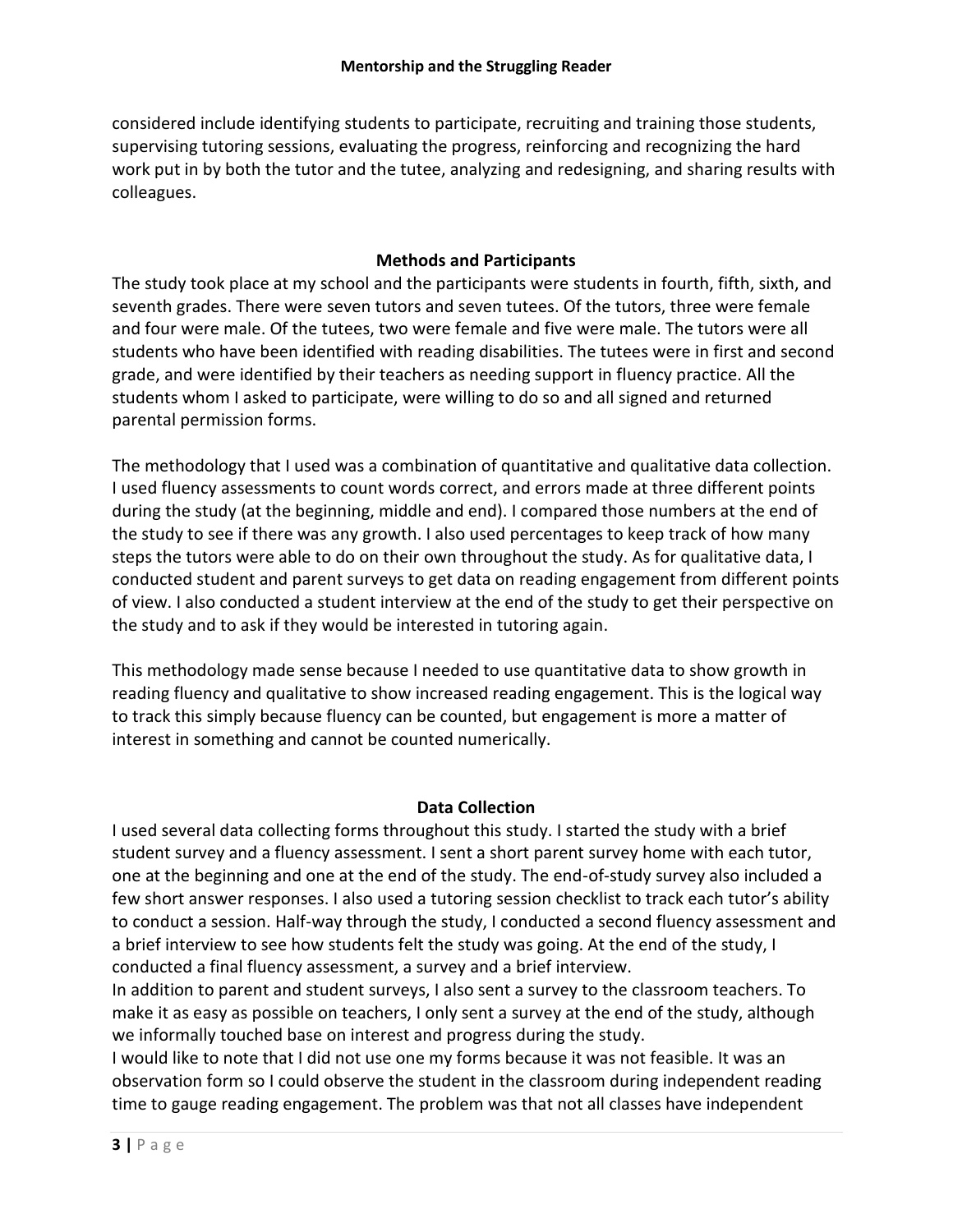considered include identifying students to participate, recruiting and training those students, supervising tutoring sessions, evaluating the progress, reinforcing and recognizing the hard work put in by both the tutor and the tutee, analyzing and redesigning, and sharing results with colleagues.

## Methods and Participants

The study took place at my school and the participants were students in fourth, fifth, sixth, and seventh grades. There were seven tutors and seven tutees. Of the tutors, three were female and four were male. Of the tutees, two were female and five were male. The tutors were all students who have been identified with reading disabilities. The tutees were in first and second grade, and were identified by their teachers as needing support in fluency practice. All the students whom I asked to participate, were willing to do so and all signed and returned parental permission forms.

The methodology that I used was a combination of quantitative and qualitative data collection. I used fluency assessments to count words correct, and errors made at three different points during the study (at the beginning, middle and end). I compared those numbers at the end of the study to see if there was any growth. I also used percentages to keep track of how many steps the tutors were able to do on their own throughout the study. As for qualitative data, I conducted student and parent surveys to get data on reading engagement from different points of view. I also conducted a student interview at the end of the study to get their perspective on the study and to ask if they would be interested in tutoring again.

This methodology made sense because I needed to use quantitative data to show growth in reading fluency and qualitative to show increased reading engagement. This is the logical way to track this simply because fluency can be counted, but engagement is more a matter of interest in something and cannot be counted numerically.

## Data Collection

I used several data collecting forms throughout this study. I started the study with a brief student survey and a fluency assessment. I sent a short parent survey home with each tutor, one at the beginning and one at the end of the study. The end-of-study survey also included a few short answer responses. I also used a tutoring session checklist to track each tutor's ability to conduct a session. Half-way through the study, I conducted a second fluency assessment and a brief interview to see how students felt the study was going. At the end of the study, I conducted a final fluency assessment, a survey and a brief interview.

In addition to parent and student surveys, I also sent a survey to the classroom teachers. To make it as easy as possible on teachers, I only sent a survey at the end of the study, although we informally touched base on interest and progress during the study.

I would like to note that I did not use one my forms because it was not feasible. It was an observation form so I could observe the student in the classroom during independent reading time to gauge reading engagement. The problem was that not all classes have independent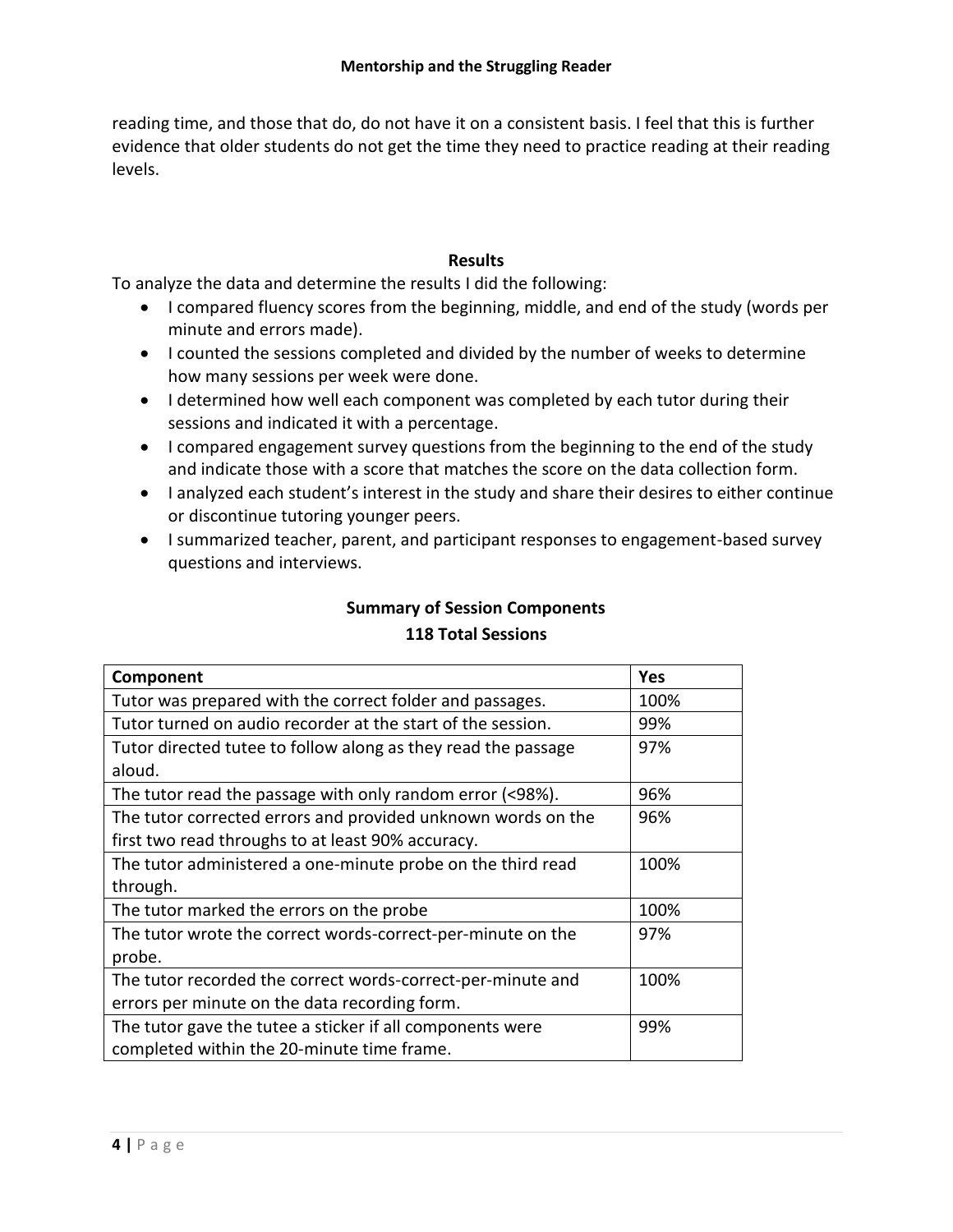reading time, and those that do, do not have it on a consistent basis. I feel that this is further evidence that older students do not get the time they need to practice reading at their reading levels.

## Results

To analyze the data and determine the results I did the following:

- I compared fluency scores from the beginning, middle, and end of the study (words per minute and errors made).
- I counted the sessions completed and divided by the number of weeks to determine how many sessions per week were done.
- I determined how well each component was completed by each tutor during their sessions and indicated it with a percentage.
- I compared engagement survey questions from the beginning to the end of the study and indicate those with a score that matches the score on the data collection form.
- I analyzed each student's interest in the study and share their desires to either continue or discontinue tutoring younger peers.
- I summarized teacher, parent, and participant responses to engagement-based survey questions and interviews.

**Summary of Session Components**

**118 Total Sessions**

| Component | Yes |
| --- | --- |
| Tutor was prepared with the correct folder and passages. | 100% |
| Tutor turned on audio recorder at the start of the session. | 99% |
| Tutor directed tutee to follow along as they read the passage aloud. | 97% |
| The tutor read the passage with only random error (<98%). | 96% |
| The tutor corrected errors and provided unknown words on the first two read throughs to at least 90% accuracy. | 96% |
| The tutor administered a one-minute probe on the third read through. | 100% |
| The tutor marked the errors on the probe | 100% |
| The tutor wrote the correct words-correct-per-minute on the probe. | 97% |
| The tutor recorded the correct words-correct-per-minute and errors per minute on the data recording form. | 100% |
| The tutor gave the tutee a sticker if all components were completed within the 20-minute time frame. | 99% |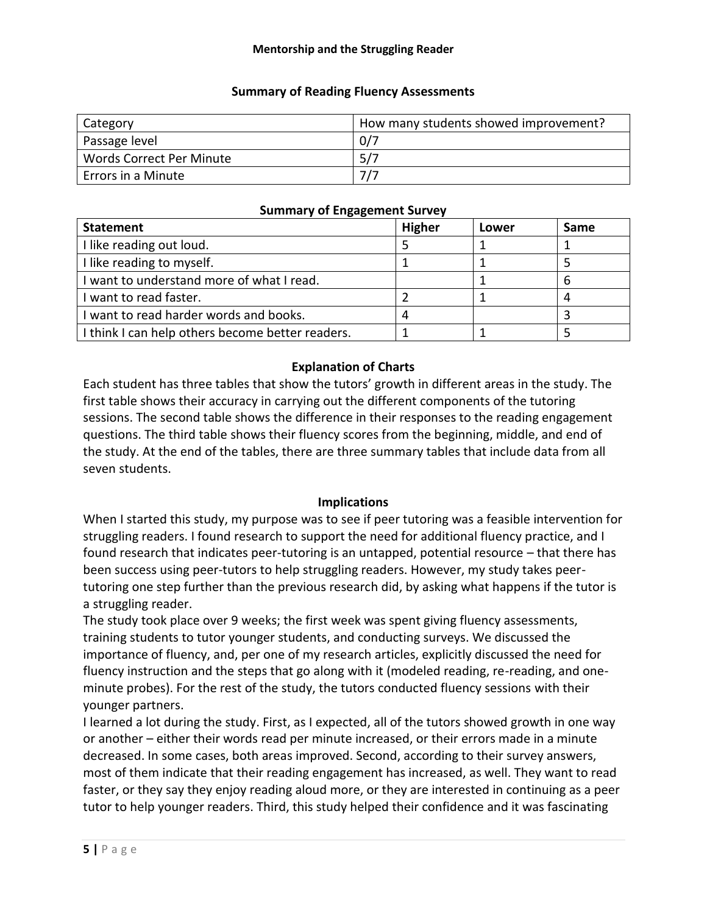**Summary of Reading Fluency Assessments**

| Category | How many students showed improvement? |
| --- | --- |
| Passage level | 0/7 |
| Words Correct Per Minute | 5/7 |
| Errors in a Minute | 7/7 |

**Summary of Engagement Survey**

| Statement | Higher | Lower | Same |
| --- | --- | --- | --- |
| I like reading out loud. | 5 | 1 | 1 |
| I like reading to myself. | 1 | 1 | 5 |
| I want to understand more of what I read. | | 1 | 6 |
| I want to read faster. | 2 | 1 | 4 |
| I want to read harder words and books. | 4 | | 3 |
| I think I can help others become better readers. | 1 | 1 | 5 |

## Explanation of Charts

Each student has three tables that show the tutors' growth in different areas in the study. The first table shows their accuracy in carrying out the different components of the tutoring sessions. The second table shows the difference in their responses to the reading engagement questions. The third table shows their fluency scores from the beginning, middle, and end of the study. At the end of the tables, there are three summary tables that include data from all seven students.

## Implications

When I started this study, my purpose was to see if peer tutoring was a feasible intervention for struggling readers. I found research to support the need for additional fluency practice, and I found research that indicates peer-tutoring is an untapped, potential resource – that there has been success using peer-tutors to help struggling readers. However, my study takes peer-tutoring one step further than the previous research did, by asking what happens if the tutor is a struggling reader.

The study took place over 9 weeks; the first week was spent giving fluency assessments, training students to tutor younger students, and conducting surveys. We discussed the importance of fluency, and, per one of my research articles, explicitly discussed the need for fluency instruction and the steps that go along with it (modeled reading, re-reading, and one-minute probes). For the rest of the study, the tutors conducted fluency sessions with their younger partners.

I learned a lot during the study. First, as I expected, all of the tutors showed growth in one way or another – either their words read per minute increased, or their errors made in a minute decreased. In some cases, both areas improved. Second, according to their survey answers, most of them indicate that their reading engagement has increased, as well. They want to read faster, or they say they enjoy reading aloud more, or they are interested in continuing as a peer tutor to help younger readers. Third, this study helped their confidence and it was fascinating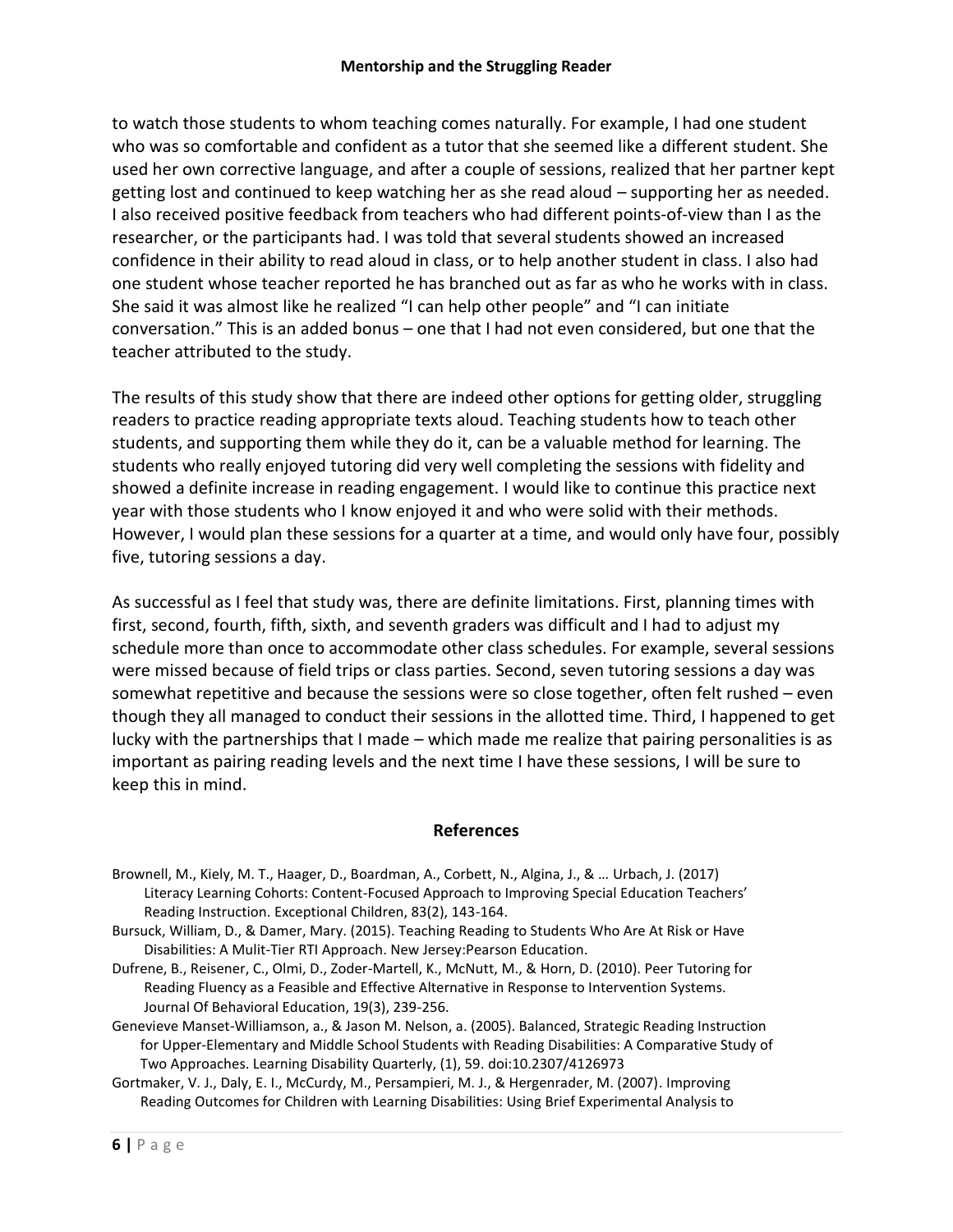to watch those students to whom teaching comes naturally. For example, I had one student who was so comfortable and confident as a tutor that she seemed like a different student. She used her own corrective language, and after a couple of sessions, realized that her partner kept getting lost and continued to keep watching her as she read aloud – supporting her as needed. I also received positive feedback from teachers who had different points-of-view than I as the researcher, or the participants had. I was told that several students showed an increased confidence in their ability to read aloud in class, or to help another student in class. I also had one student whose teacher reported he has branched out as far as who he works with in class. She said it was almost like he realized "I can help other people" and "I can initiate conversation." This is an added bonus – one that I had not even considered, but one that the teacher attributed to the study.

The results of this study show that there are indeed other options for getting older, struggling readers to practice reading appropriate texts aloud. Teaching students how to teach other students, and supporting them while they do it, can be a valuable method for learning. The students who really enjoyed tutoring did very well completing the sessions with fidelity and showed a definite increase in reading engagement. I would like to continue this practice next year with those students who I know enjoyed it and who were solid with their methods. However, I would plan these sessions for a quarter at a time, and would only have four, possibly five, tutoring sessions a day.

As successful as I feel that study was, there are definite limitations. First, planning times with first, second, fourth, fifth, sixth, and seventh graders was difficult and I had to adjust my schedule more than once to accommodate other class schedules. For example, several sessions were missed because of field trips or class parties. Second, seven tutoring sessions a day was somewhat repetitive and because the sessions were so close together, often felt rushed – even though they all managed to conduct their sessions in the allotted time. Third, I happened to get lucky with the partnerships that I made – which made me realize that pairing personalities is as important as pairing reading levels and the next time I have these sessions, I will be sure to keep this in mind.

## References

Brownell, M., Kiely, M. T., Haager, D., Boardman, A., Corbett, N., Algina, J., & … Urbach, J. (2017) Literacy Learning Cohorts: Content-Focused Approach to Improving Special Education Teachers' Reading Instruction. Exceptional Children, 83(2), 143-164.

Bursuck, William, D., & Damer, Mary. (2015). Teaching Reading to Students Who Are At Risk or Have Disabilities: A Mulit-Tier RTI Approach. New Jersey:Pearson Education.

Dufrene, B., Reisener, C., Olmi, D., Zoder-Martell, K., McNutt, M., & Horn, D. (2010). Peer Tutoring for Reading Fluency as a Feasible and Effective Alternative in Response to Intervention Systems. Journal Of Behavioral Education, 19(3), 239-256.

Genevieve Manset-Williamson, a., & Jason M. Nelson, a. (2005). Balanced, Strategic Reading Instruction for Upper-Elementary and Middle School Students with Reading Disabilities: A Comparative Study of Two Approaches. Learning Disability Quarterly, (1), 59. doi:10.2307/4126973

Gortmaker, V. J., Daly, E. I., McCurdy, M., Persampieri, M. J., & Hergenrader, M. (2007). Improving Reading Outcomes for Children with Learning Disabilities: Using Brief Experimental Analysis to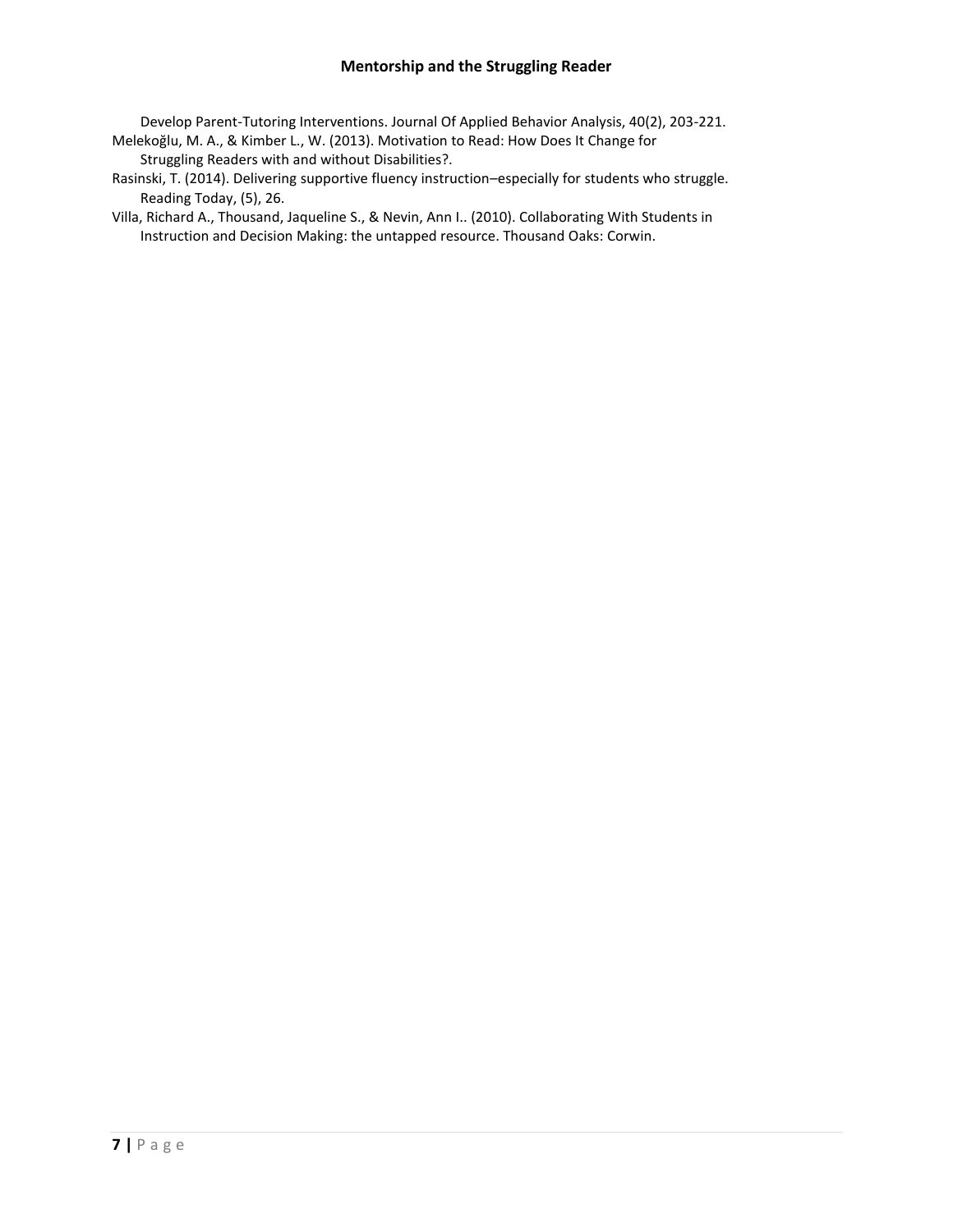Develop Parent-Tutoring Interventions. Journal Of Applied Behavior Analysis, 40(2), 203-221.

Melekoğlu, M. A., & Kimber L., W. (2013). Motivation to Read: How Does It Change for Struggling Readers with and without Disabilities?.

Rasinski, T. (2014). Delivering supportive fluency instruction–especially for students who struggle. Reading Today, (5), 26.

Villa, Richard A., Thousand, Jaqueline S., & Nevin, Ann I.. (2010). Collaborating With Students in Instruction and Decision Making: the untapped resource. Thousand Oaks: Corwin.